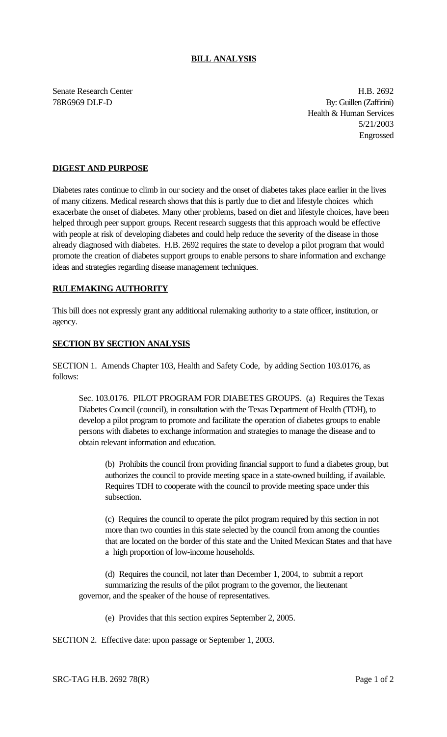**BILL ANALYSIS**

Senate Research Center
78R6969 DLF-D

H.B. 2692
By: Guillen (Zaffirini)
Health & Human Services
5/21/2003
Engrossed

**DIGEST AND PURPOSE**

Diabetes rates continue to climb in our society and the onset of diabetes takes place earlier in the lives of many citizens. Medical research shows that this is partly due to diet and lifestyle choices which exacerbate the onset of diabetes. Many other problems, based on diet and lifestyle choices, have been helped through peer support groups. Recent research suggests that this approach would be effective with people at risk of developing diabetes and could help reduce the severity of the disease in those already diagnosed with diabetes. H.B. 2692 requires the state to develop a pilot program that would promote the creation of diabetes support groups to enable persons to share information and exchange ideas and strategies regarding disease management techniques.

**RULEMAKING AUTHORITY**

This bill does not expressly grant any additional rulemaking authority to a state officer, institution, or agency.

**SECTION BY SECTION ANALYSIS**

SECTION 1. Amends Chapter 103, Health and Safety Code, by adding Section 103.0176, as follows:

Sec. 103.0176. PILOT PROGRAM FOR DIABETES GROUPS. (a) Requires the Texas Diabetes Council (council), in consultation with the Texas Department of Health (TDH), to develop a pilot program to promote and facilitate the operation of diabetes groups to enable persons with diabetes to exchange information and strategies to manage the disease and to obtain relevant information and education.

(b) Prohibits the council from providing financial support to fund a diabetes group, but authorizes the council to provide meeting space in a state-owned building, if available. Requires TDH to cooperate with the council to provide meeting space under this subsection.

(c) Requires the council to operate the pilot program required by this section in not more than two counties in this state selected by the council from among the counties that are located on the border of this state and the United Mexican States and that have a high proportion of low-income households.

(d) Requires the council, not later than December 1, 2004, to submit a report summarizing the results of the pilot program to the governor, the lieutenant governor, and the speaker of the house of representatives.

(e) Provides that this section expires September 2, 2005.

SECTION 2. Effective date: upon passage or September 1, 2003.